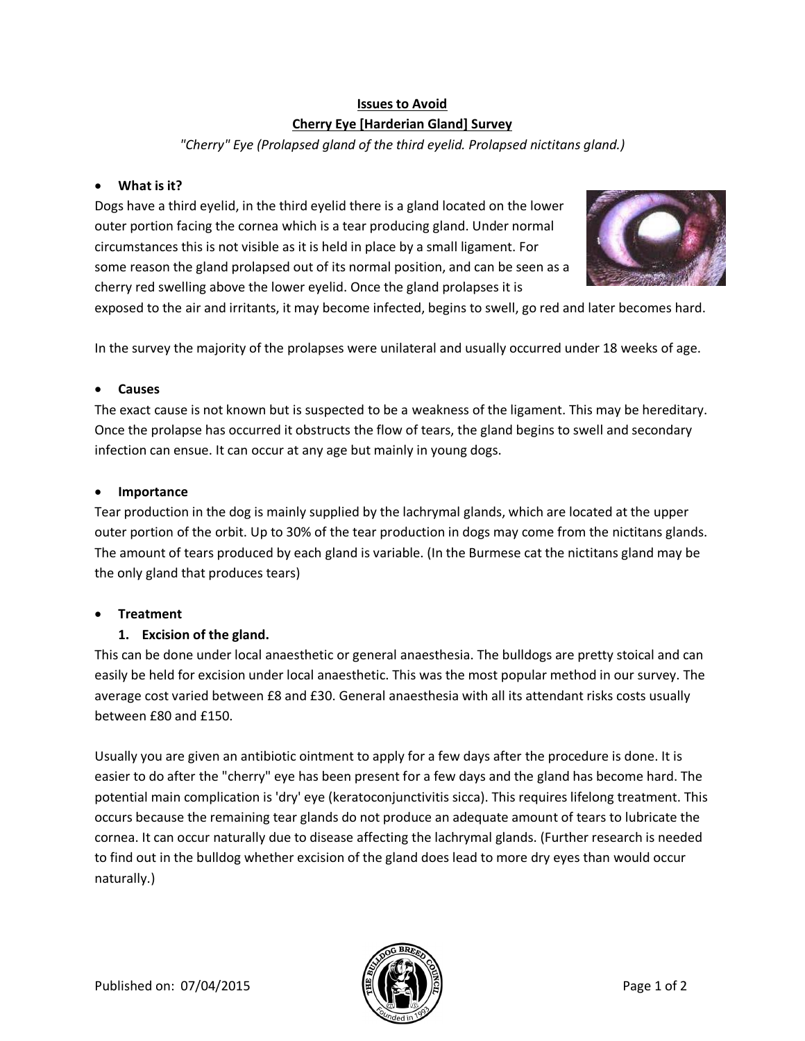# Issues to Avoid

## Cherry Eye [Harderian Gland] Survey

*"Cherry" Eye (Prolapsed gland of the third eyelid. Prolapsed nictitans gland.)*

- **What is it?**

Dogs have a third eyelid, in the third eyelid there is a gland located on the lower outer portion facing the cornea which is a tear producing gland. Under normal circumstances this is not visible as it is held in place by a small ligament. For some reason the gland prolapsed out of its normal position, and can be seen as a cherry red swelling above the lower eyelid. Once the gland prolapses it is exposed to the air and irritants, it may become infected, begins to swell, go red and later becomes hard.

In the survey the majority of the prolapses were unilateral and usually occurred under 18 weeks of age.

- **Causes**

The exact cause is not known but is suspected to be a weakness of the ligament. This may be hereditary. Once the prolapse has occurred it obstructs the flow of tears, the gland begins to swell and secondary infection can ensue. It can occur at any age but mainly in young dogs.

- **Importance**

Tear production in the dog is mainly supplied by the lachrymal glands, which are located at the upper outer portion of the orbit. Up to 30% of the tear production in dogs may come from the nictitans glands. The amount of tears produced by each gland is variable. (In the Burmese cat the nictitans gland may be the only gland that produces tears)

- **Treatment**

1. **Excision of the gland.**

This can be done under local anaesthetic or general anaesthesia. The bulldogs are pretty stoical and can easily be held for excision under local anaesthetic. This was the most popular method in our survey. The average cost varied between £8 and £30. General anaesthesia with all its attendant risks costs usually between £80 and £150.

Usually you are given an antibiotic ointment to apply for a few days after the procedure is done. It is easier to do after the "cherry" eye has been present for a few days and the gland has become hard. The potential main complication is 'dry' eye (keratoconjunctivitis sicca). This requires lifelong treatment. This occurs because the remaining tear glands do not produce an adequate amount of tears to lubricate the cornea. It can occur naturally due to disease affecting the lachrymal glands. (Further research is needed to find out in the bulldog whether excision of the gland does lead to more dry eyes than would occur naturally.)

Published on: 07/04/2015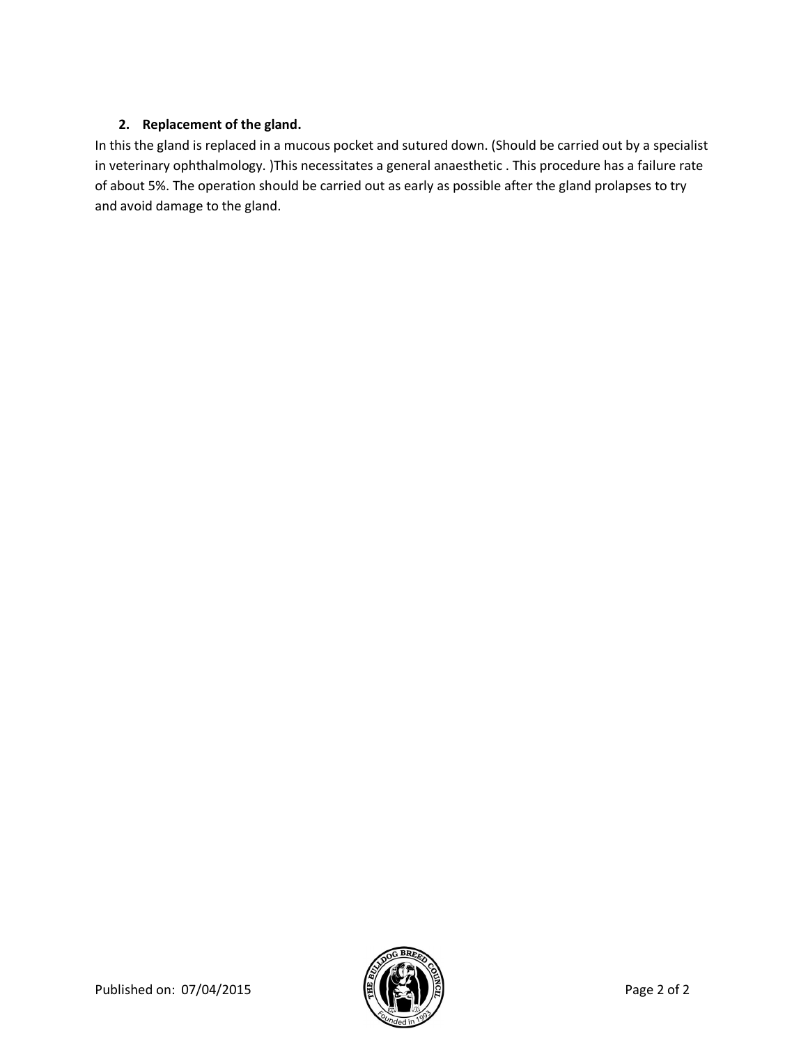2. **Replacement of the gland.**

In this the gland is replaced in a mucous pocket and sutured down. (Should be carried out by a specialist in veterinary ophthalmology. )This necessitates a general anaesthetic . This procedure has a failure rate of about 5%. The operation should be carried out as early as possible after the gland prolapses to try and avoid damage to the gland.

Published on: 07/04/2015